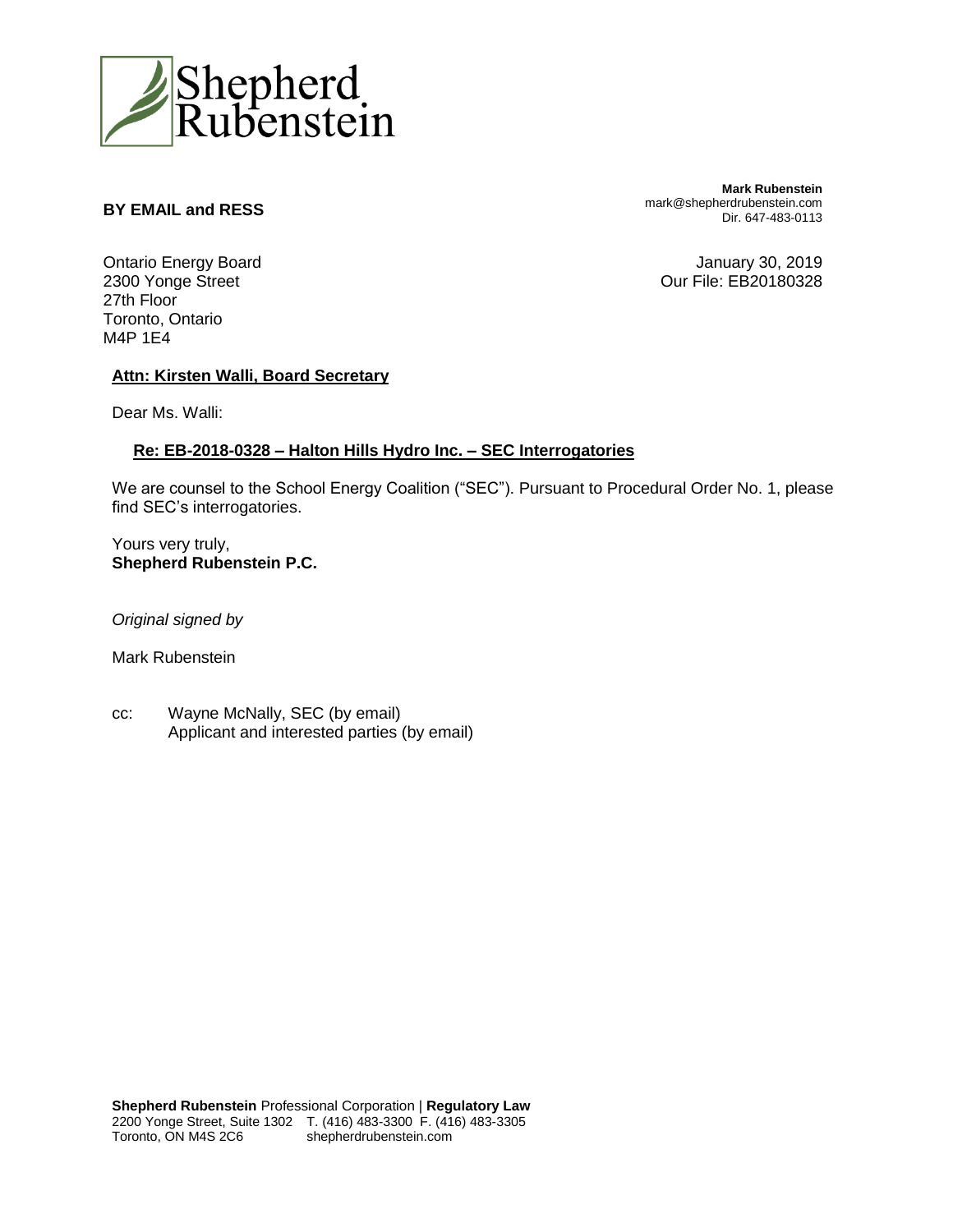Shepherd Rubenstein

**BY EMAIL and RESS**

**Mark Rubenstein**
mark@shepherdrubenstein.com
Dir. 647-483-0113

Ontario Energy Board
2300 Yonge Street
27th Floor
Toronto, Ontario
M4P 1E4

January 30, 2019
Our File: EB20180328

**Attn: Kirsten Walli, Board Secretary**

Dear Ms. Walli:

**Re: EB-2018-0328 – Halton Hills Hydro Inc. – SEC Interrogatories**

We are counsel to the School Energy Coalition ("SEC"). Pursuant to Procedural Order No. 1, please find SEC's interrogatories.

Yours very truly,
**Shepherd Rubenstein P.C.**

*Original signed by*

Mark Rubenstein

cc: Wayne McNally, SEC (by email)
Applicant and interested parties (by email)

**Shepherd Rubenstein** Professional Corporation | **Regulatory Law**
2200 Yonge Street, Suite 1302 T. (416) 483-3300 F. (416) 483-3305
Toronto, ON M4S 2C6 shepherdrubenstein.com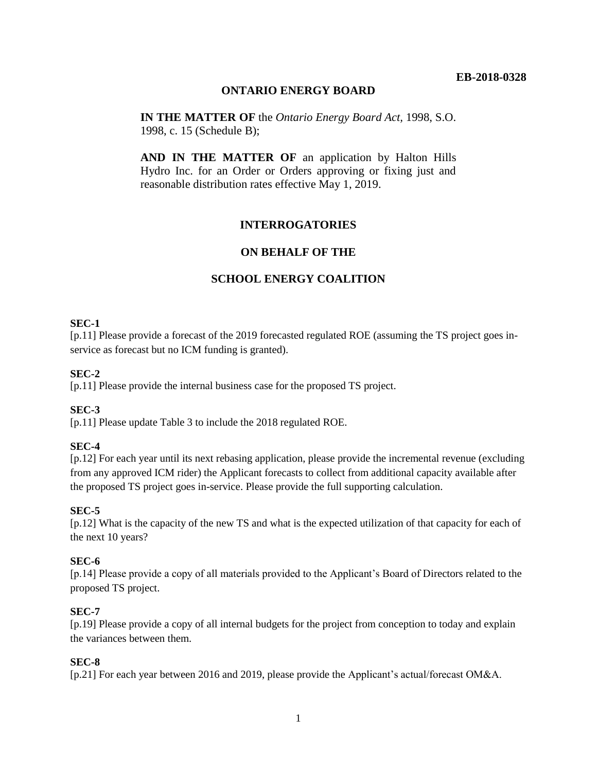**EB-2018-0328**

**ONTARIO ENERGY BOARD**

**IN THE MATTER OF** the *Ontario Energy Board Act*, 1998, S.O. 1998, c. 15 (Schedule B);

**AND IN THE MATTER OF** an application by Halton Hills Hydro Inc. for an Order or Orders approving or fixing just and reasonable distribution rates effective May 1, 2019.

**INTERROGATORIES**

**ON BEHALF OF THE**

**SCHOOL ENERGY COALITION**

**SEC-1**

[p.11] Please provide a forecast of the 2019 forecasted regulated ROE (assuming the TS project goes in-service as forecast but no ICM funding is granted).

**SEC-2**

[p.11] Please provide the internal business case for the proposed TS project.

**SEC-3**

[p.11] Please update Table 3 to include the 2018 regulated ROE.

**SEC-4**

[p.12] For each year until its next rebasing application, please provide the incremental revenue (excluding from any approved ICM rider) the Applicant forecasts to collect from additional capacity available after the proposed TS project goes in-service. Please provide the full supporting calculation.

**SEC-5**

[p.12] What is the capacity of the new TS and what is the expected utilization of that capacity for each of the next 10 years?

**SEC-6**

[p.14] Please provide a copy of all materials provided to the Applicant's Board of Directors related to the proposed TS project.

**SEC-7**

[p.19] Please provide a copy of all internal budgets for the project from conception to today and explain the variances between them.

**SEC-8**

[p.21] For each year between 2016 and 2019, please provide the Applicant's actual/forecast OM&A.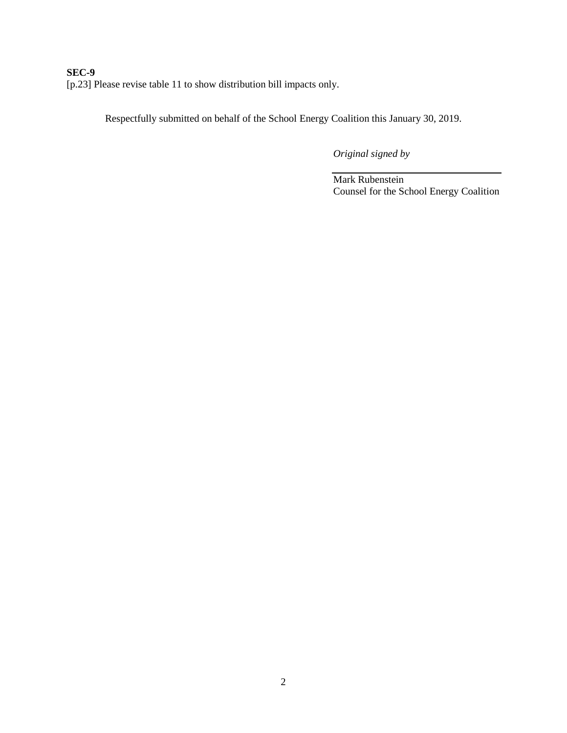**SEC-9**

[p.23] Please revise table 11 to show distribution bill impacts only.

Respectfully submitted on behalf of the School Energy Coalition this January 30, 2019.

*Original signed by*

---

Mark Rubenstein
Counsel for the School Energy Coalition